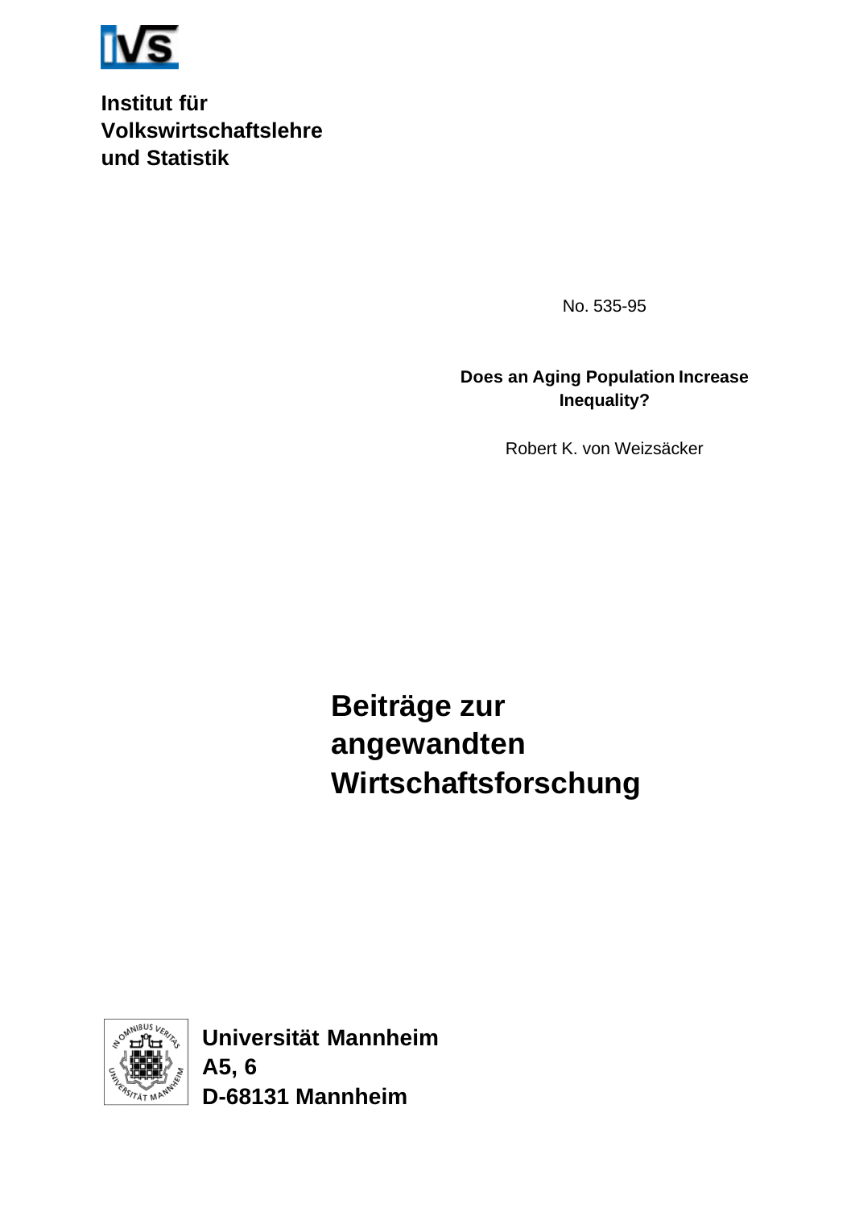**Institut für Volkswirtschaftslehre und Statistik**

No. 535-95

**Does an Aging Population Increase Inequality?**

Robert K. von Weizsäcker

# Beiträge zur angewandten Wirtschaftsforschung

**Universität Mannheim**
**A5, 6**
**D-68131 Mannheim**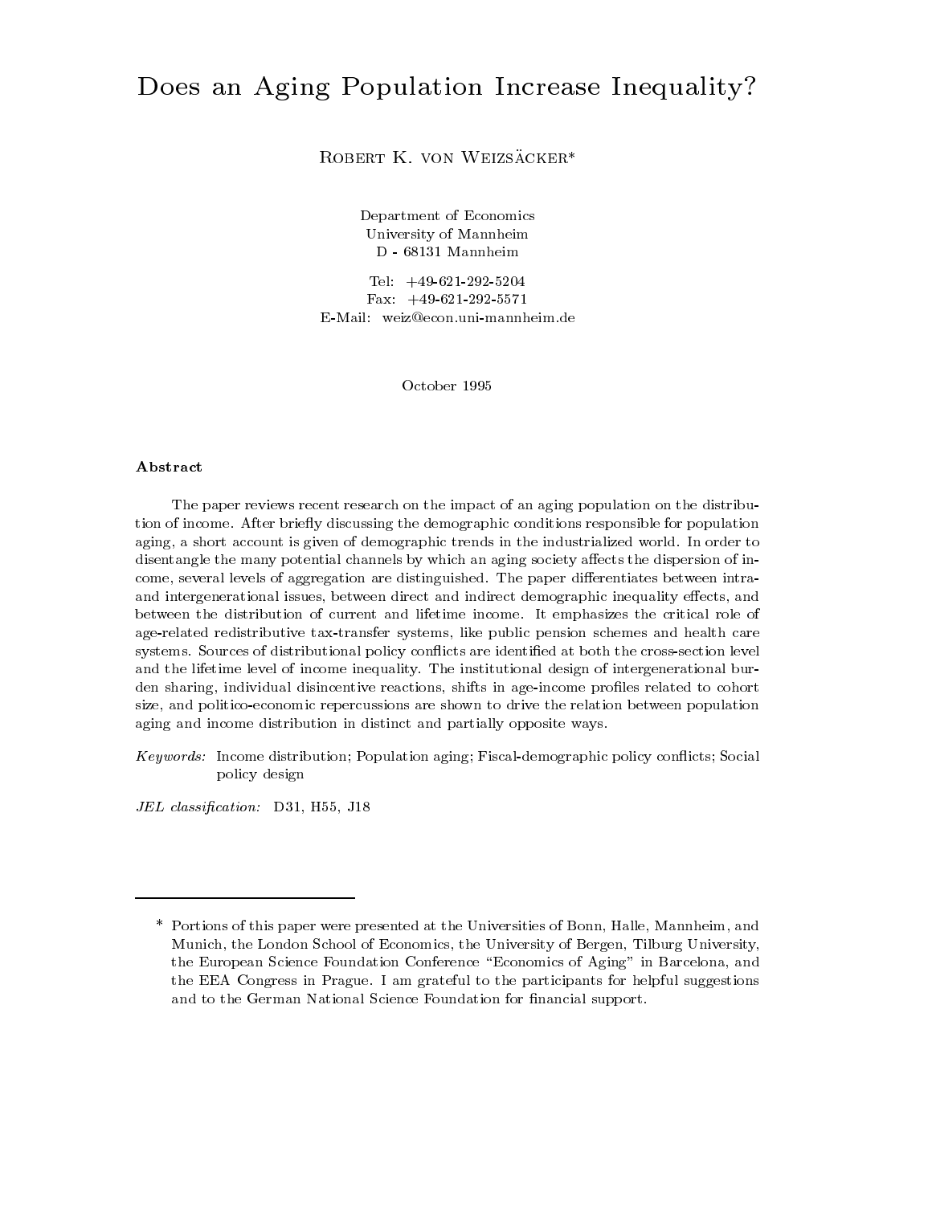# Does an Aging Population Increase Inequality?

Robert K. von Weizsäcker*

Department of Economics
University of Mannheim
D - 68131 Mannheim

Tel: +49-621-292-5204
Fax: +49-621-292-5571
E-Mail: weiz@econ.uni-mannheim.de

October 1995

**Abstract**

The paper reviews recent research on the impact of an aging population on the distribution of income. After briefly discussing the demographic conditions responsible for population aging, a short account is given of demographic trends in the industrialized world. In order to disentangle the many potential channels by which an aging society affects the dispersion of income, several levels of aggregation are distinguished. The paper differentiates between intra- and intergenerational issues, between direct and indirect demographic inequality effects, and between the distribution of current and lifetime income. It emphasizes the critical role of age-related redistributive tax-transfer systems, like public pension schemes and health care systems. Sources of distributional policy conflicts are identified at both the cross-section level and the lifetime level of income inequality. The institutional design of intergenerational burden sharing, individual disincentive reactions, shifts in age-income profiles related to cohort size, and politico-economic repercussions are shown to drive the relation between population aging and income distribution in distinct and partially opposite ways.

*Keywords:* Income distribution; Population aging; Fiscal-demographic policy conflicts; Social policy design

*JEL classification:* D31, H55, J18

---

\* Portions of this paper were presented at the Universities of Bonn, Halle, Mannheim, and Munich, the London School of Economics, the University of Bergen, Tilburg University, the European Science Foundation Conference "Economics of Aging" in Barcelona, and the EEA Congress in Prague. I am grateful to the participants for helpful suggestions and to the German National Science Foundation for financial support.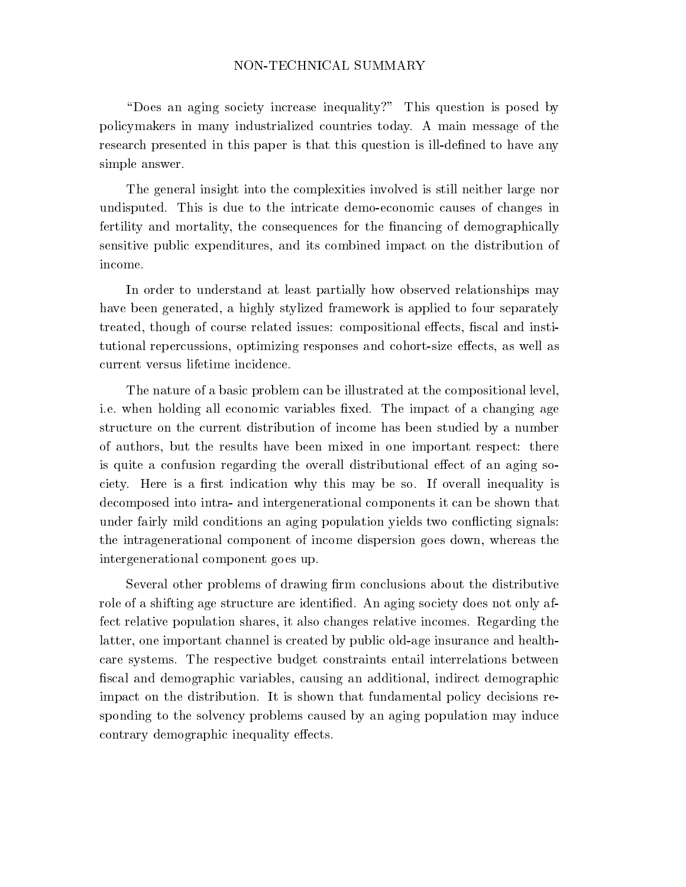# NON-TECHNICAL SUMMARY

"Does an aging society increase inequality?" This question is posed by policymakers in many industrialized countries today. A main message of the research presented in this paper is that this question is ill-defined to have any simple answer.

The general insight into the complexities involved is still neither large nor undisputed. This is due to the intricate demo-economic causes of changes in fertility and mortality, the consequences for the financing of demographically sensitive public expenditures, and its combined impact on the distribution of income.

In order to understand at least partially how observed relationships may have been generated, a highly stylized framework is applied to four separately treated, though of course related issues: compositional effects, fiscal and institutional repercussions, optimizing responses and cohort-size effects, as well as current versus lifetime incidence.

The nature of a basic problem can be illustrated at the compositional level, i.e. when holding all economic variables fixed. The impact of a changing age structure on the current distribution of income has been studied by a number of authors, but the results have been mixed in one important respect: there is quite a confusion regarding the overall distributional effect of an aging society. Here is a first indication why this may be so. If overall inequality is decomposed into intra- and intergenerational components it can be shown that under fairly mild conditions an aging population yields two conflicting signals: the intragenerational component of income dispersion goes down, whereas the intergenerational component goes up.

Several other problems of drawing firm conclusions about the distributive role of a shifting age structure are identified. An aging society does not only affect relative population shares, it also changes relative incomes. Regarding the latter, one important channel is created by public old-age insurance and health-care systems. The respective budget constraints entail interrelations between fiscal and demographic variables, causing an additional, indirect demographic impact on the distribution. It is shown that fundamental policy decisions responding to the solvency problems caused by an aging population may induce contrary demographic inequality effects.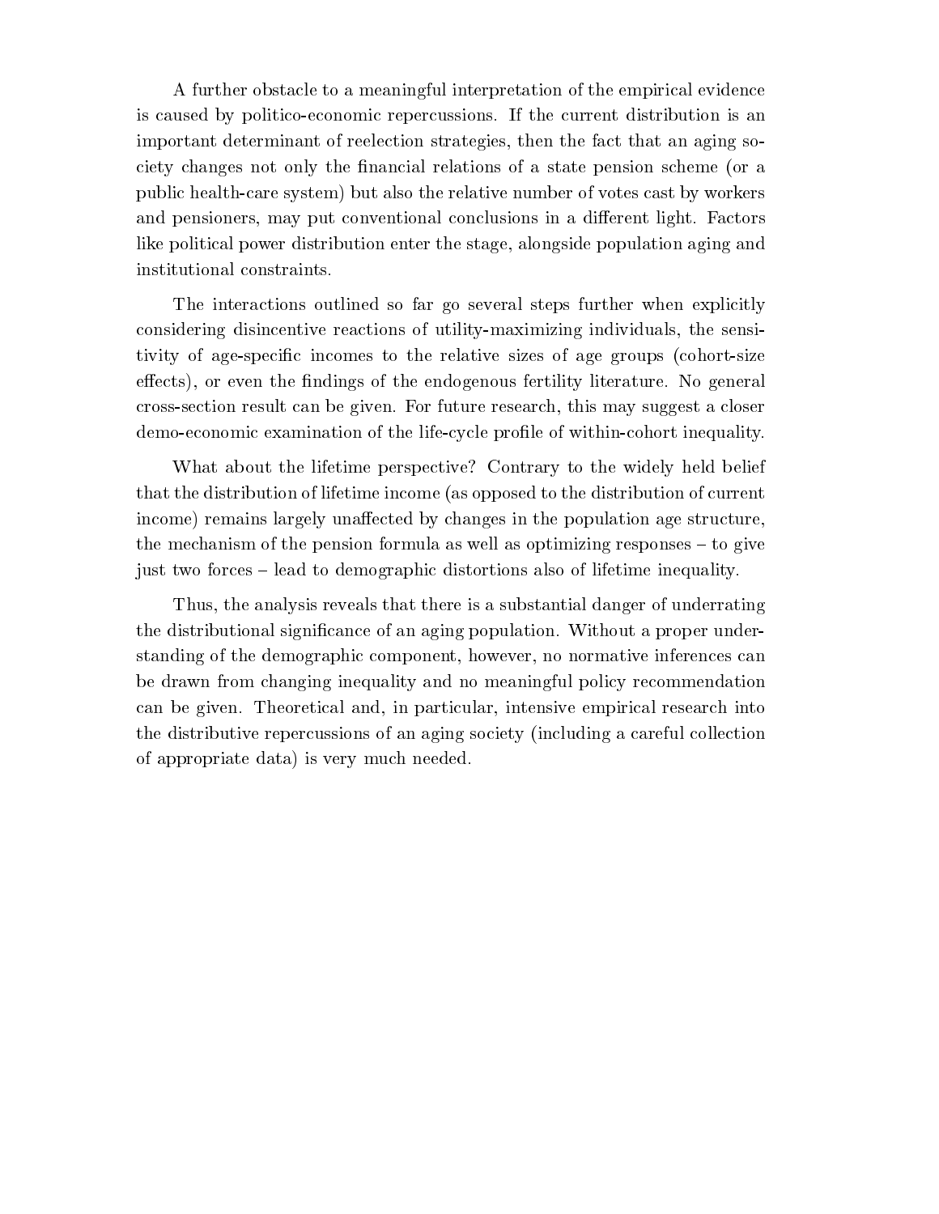A further obstacle to a meaningful interpretation of the empirical evidence is caused by politico-economic repercussions. If the current distribution is an important determinant of reelection strategies, then the fact that an aging society changes not only the financial relations of a state pension scheme (or a public health-care system) but also the relative number of votes cast by workers and pensioners, may put conventional conclusions in a different light. Factors like political power distribution enter the stage, alongside population aging and institutional constraints.

The interactions outlined so far go several steps further when explicitly considering disincentive reactions of utility-maximizing individuals, the sensitivity of age-specific incomes to the relative sizes of age groups (cohort-size effects), or even the findings of the endogenous fertility literature. No general cross-section result can be given. For future research, this may suggest a closer demo-economic examination of the life-cycle profile of within-cohort inequality.

What about the lifetime perspective? Contrary to the widely held belief that the distribution of lifetime income (as opposed to the distribution of current income) remains largely unaffected by changes in the population age structure, the mechanism of the pension formula as well as optimizing responses – to give just two forces – lead to demographic distortions also of lifetime inequality.

Thus, the analysis reveals that there is a substantial danger of underrating the distributional significance of an aging population. Without a proper understanding of the demographic component, however, no normative inferences can be drawn from changing inequality and no meaningful policy recommendation can be given. Theoretical and, in particular, intensive empirical research into the distributive repercussions of an aging society (including a careful collection of appropriate data) is very much needed.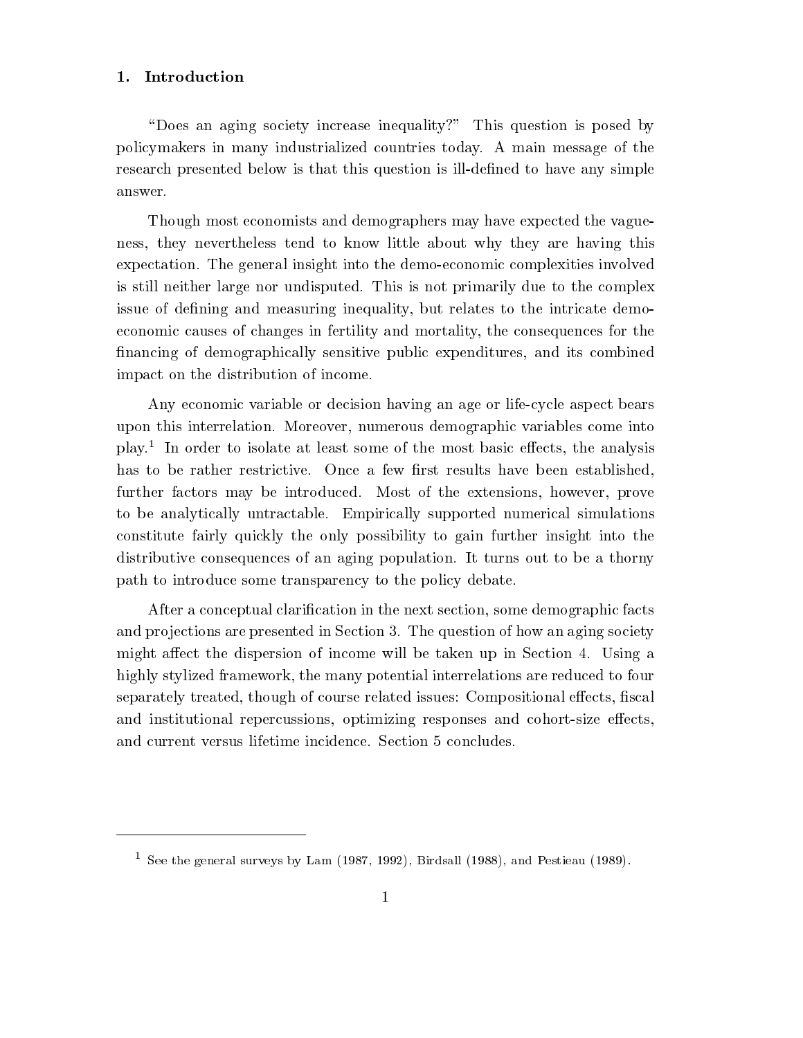## 1. Introduction

"Does an aging society increase inequality?" This question is posed by policymakers in many industrialized countries today. A main message of the research presented below is that this question is ill-defined to have any simple answer.

Though most economists and demographers may have expected the vagueness, they nevertheless tend to know little about why they are having this expectation. The general insight into the demo-economic complexities involved is still neither large nor undisputed. This is not primarily due to the complex issue of defining and measuring inequality, but relates to the intricate demo-economic causes of changes in fertility and mortality, the consequences for the financing of demographically sensitive public expenditures, and its combined impact on the distribution of income.

Any economic variable or decision having an age or life-cycle aspect bears upon this interrelation. Moreover, numerous demographic variables come into play.[1] In order to isolate at least some of the most basic effects, the analysis has to be rather restrictive. Once a few first results have been established, further factors may be introduced. Most of the extensions, however, prove to be analytically untractable. Empirically supported numerical simulations constitute fairly quickly the only possibility to gain further insight into the distributive consequences of an aging population. It turns out to be a thorny path to introduce some transparency to the policy debate.

After a conceptual clarification in the next section, some demographic facts and projections are presented in Section 3. The question of how an aging society might affect the dispersion of income will be taken up in Section 4. Using a highly stylized framework, the many potential interrelations are reduced to four separately treated, though of course related issues: Compositional effects, fiscal and institutional repercussions, optimizing responses and cohort-size effects, and current versus lifetime incidence. Section 5 concludes.

---

[1] See the general surveys by Lam (1987, 1992), Birdsall (1988), and Pestieau (1989).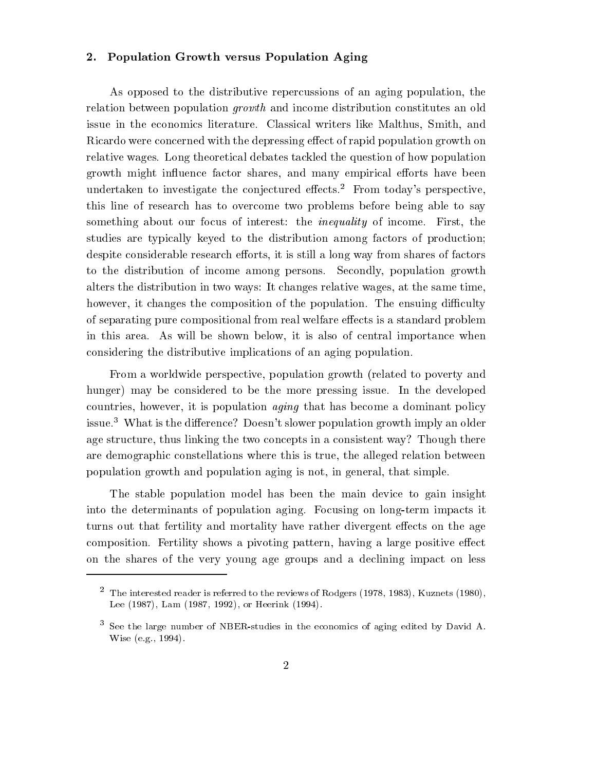## 2. Population Growth versus Population Aging

As opposed to the distributive repercussions of an aging population, the relation between population *growth* and income distribution constitutes an old issue in the economics literature. Classical writers like Malthus, Smith, and Ricardo were concerned with the depressing effect of rapid population growth on relative wages. Long theoretical debates tackled the question of how population growth might influence factor shares, and many empirical efforts have been undertaken to investigate the conjectured effects.[2] From today's perspective, this line of research has to overcome two problems before being able to say something about our focus of interest: the *inequality* of income. First, the studies are typically keyed to the distribution among factors of production; despite considerable research efforts, it is still a long way from shares of factors to the distribution of income among persons. Secondly, population growth alters the distribution in two ways: It changes relative wages, at the same time, however, it changes the composition of the population. The ensuing difficulty of separating pure compositional from real welfare effects is a standard problem in this area. As will be shown below, it is also of central importance when considering the distributive implications of an aging population.

From a worldwide perspective, population growth (related to poverty and hunger) may be considered to be the more pressing issue. In the developed countries, however, it is population *aging* that has become a dominant policy issue.[3] What is the difference? Doesn't slower population growth imply an older age structure, thus linking the two concepts in a consistent way? Though there are demographic constellations where this is true, the alleged relation between population growth and population aging is not, in general, that simple.

The stable population model has been the main device to gain insight into the determinants of population aging. Focusing on long-term impacts it turns out that fertility and mortality have rather divergent effects on the age composition. Fertility shows a pivoting pattern, having a large positive effect on the shares of the very young age groups and a declining impact on less

---

[2] The interested reader is referred to the reviews of Rodgers (1978, 1983), Kuznets (1980), Lee (1987), Lam (1987, 1992), or Heerink (1994).

[3] See the large number of NBER-studies in the economics of aging edited by David A. Wise (e.g., 1994).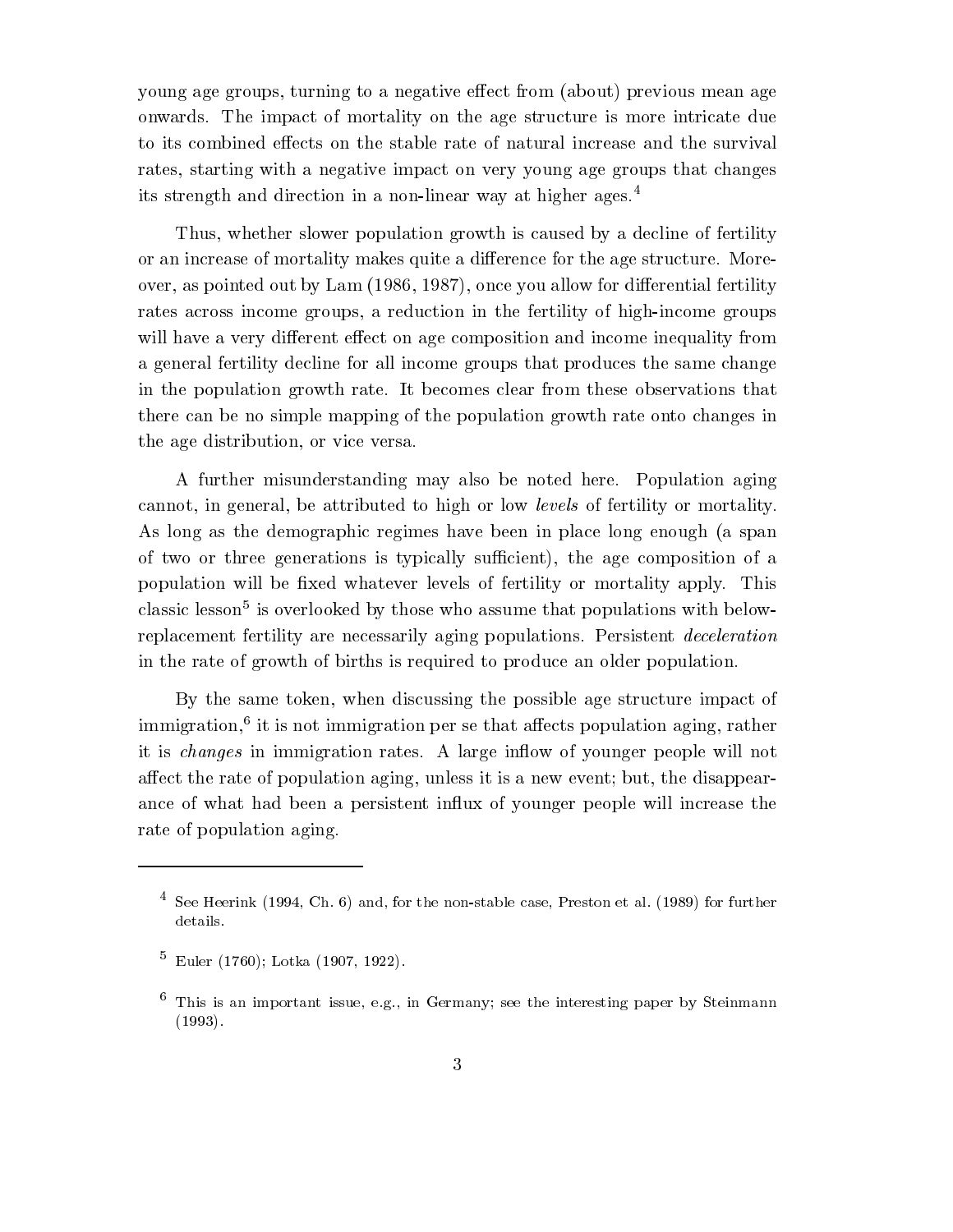young age groups, turning to a negative effect from (about) previous mean age onwards. The impact of mortality on the age structure is more intricate due to its combined effects on the stable rate of natural increase and the survival rates, starting with a negative impact on very young age groups that changes its strength and direction in a non-linear way at higher ages.[4]

Thus, whether slower population growth is caused by a decline of fertility or an increase of mortality makes quite a difference for the age structure. Moreover, as pointed out by Lam (1986, 1987), once you allow for differential fertility rates across income groups, a reduction in the fertility of high-income groups will have a very different effect on age composition and income inequality from a general fertility decline for all income groups that produces the same change in the population growth rate. It becomes clear from these observations that there can be no simple mapping of the population growth rate onto changes in the age distribution, or vice versa.

A further misunderstanding may also be noted here. Population aging cannot, in general, be attributed to high or low *levels* of fertility or mortality. As long as the demographic regimes have been in place long enough (a span of two or three generations is typically sufficient), the age composition of a population will be fixed whatever levels of fertility or mortality apply. This classic lesson[5] is overlooked by those who assume that populations with below-replacement fertility are necessarily aging populations. Persistent *deceleration* in the rate of growth of births is required to produce an older population.

By the same token, when discussing the possible age structure impact of immigration,[6] it is not immigration per se that affects population aging, rather it is *changes* in immigration rates. A large inflow of younger people will not affect the rate of population aging, unless it is a new event; but, the disappearance of what had been a persistent influx of younger people will increase the rate of population aging.

---

[4] See Heerink (1994, Ch. 6) and, for the non-stable case, Preston et al. (1989) for further details.

[5] Euler (1760); Lotka (1907, 1922).

[6] This is an important issue, e.g., in Germany; see the interesting paper by Steinmann (1993).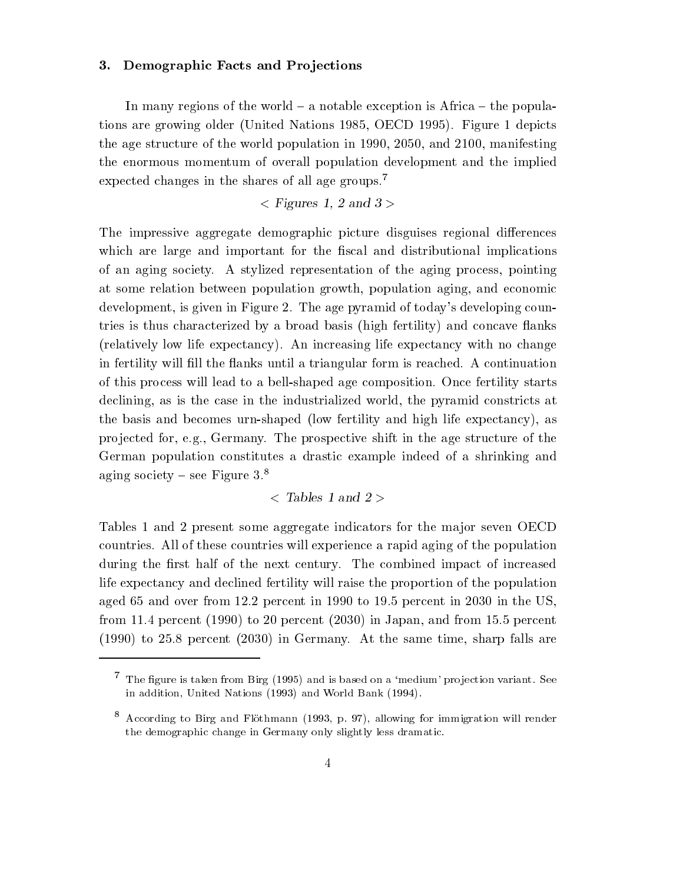## 3. Demographic Facts and Projections

In many regions of the world – a notable exception is Africa – the populations are growing older (United Nations 1985, OECD 1995). Figure 1 depicts the age structure of the world population in 1990, 2050, and 2100, manifesting the enormous momentum of overall population development and the implied expected changes in the shares of all age groups.[7]

*< Figures 1, 2 and 3 >*

The impressive aggregate demographic picture disguises regional differences which are large and important for the fiscal and distributional implications of an aging society. A stylized representation of the aging process, pointing at some relation between population growth, population aging, and economic development, is given in Figure 2. The age pyramid of today's developing countries is thus characterized by a broad basis (high fertility) and concave flanks (relatively low life expectancy). An increasing life expectancy with no change in fertility will fill the flanks until a triangular form is reached. A continuation of this process will lead to a bell-shaped age composition. Once fertility starts declining, as is the case in the industrialized world, the pyramid constricts at the basis and becomes urn-shaped (low fertility and high life expectancy), as projected for, e.g., Germany. The prospective shift in the age structure of the German population constitutes a drastic example indeed of a shrinking and aging society – see Figure 3.[8]

*< Tables 1 and 2 >*

Tables 1 and 2 present some aggregate indicators for the major seven OECD countries. All of these countries will experience a rapid aging of the population during the first half of the next century. The combined impact of increased life expectancy and declined fertility will raise the proportion of the population aged 65 and over from 12.2 percent in 1990 to 19.5 percent in 2030 in the US, from 11.4 percent (1990) to 20 percent (2030) in Japan, and from 15.5 percent (1990) to 25.8 percent (2030) in Germany. At the same time, sharp falls are

---

[7] The figure is taken from Birg (1995) and is based on a 'medium' projection variant. See in addition, United Nations (1993) and World Bank (1994).

[8] According to Birg and Flöthmann (1993, p. 97), allowing for immigration will render the demographic change in Germany only slightly less dramatic.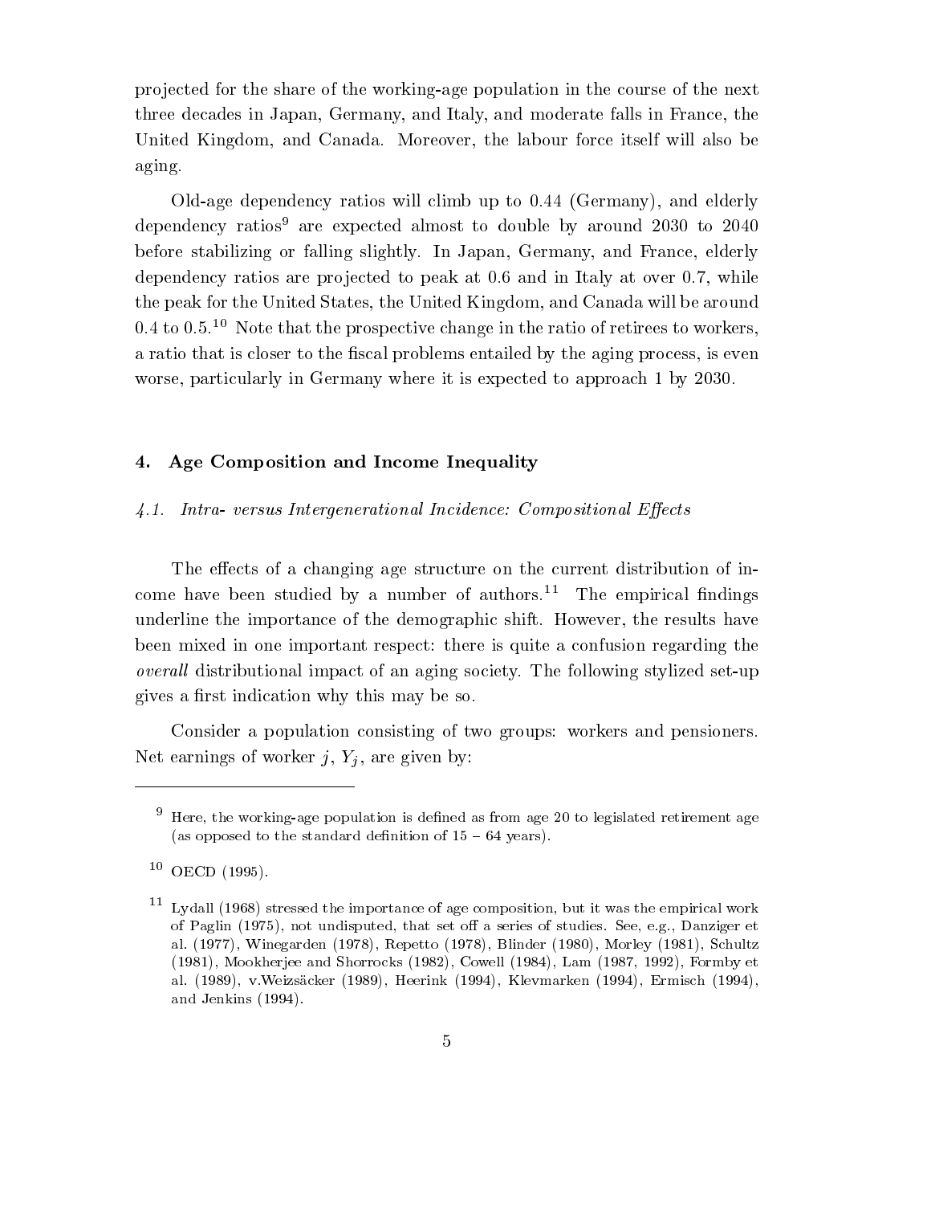projected for the share of the working-age population in the course of the next three decades in Japan, Germany, and Italy, and moderate falls in France, the United Kingdom, and Canada. Moreover, the labour force itself will also be aging.

Old-age dependency ratios will climb up to 0.44 (Germany), and elderly dependency ratios[9] are expected almost to double by around 2030 to 2040 before stabilizing or falling slightly. In Japan, Germany, and France, elderly dependency ratios are projected to peak at 0.6 and in Italy at over 0.7, while the peak for the United States, the United Kingdom, and Canada will be around 0.4 to 0.5.[10] Note that the prospective change in the ratio of retirees to workers, a ratio that is closer to the fiscal problems entailed by the aging process, is even worse, particularly in Germany where it is expected to approach 1 by 2030.

## 4. Age Composition and Income Inequality

### *4.1. Intra- versus Intergenerational Incidence: Compositional Effects*

The effects of a changing age structure on the current distribution of income have been studied by a number of authors.[11] The empirical findings underline the importance of the demographic shift. However, the results have been mixed in one important respect: there is quite a confusion regarding the *overall* distributional impact of an aging society. The following stylized set-up gives a first indication why this may be so.

Consider a population consisting of two groups: workers and pensioners. Net earnings of worker $j$, $Y_j$, are given by:

---

[9] Here, the working-age population is defined as from age 20 to legislated retirement age (as opposed to the standard definition of 15 – 64 years).

[10] OECD (1995).

[11] Lydall (1968) stressed the importance of age composition, but it was the empirical work of Paglin (1975), not undisputed, that set off a series of studies. See, e.g., Danziger et al. (1977), Winegarden (1978), Repetto (1978), Blinder (1980), Morley (1981), Schultz (1981), Mookherjee and Shorrocks (1982), Cowell (1984), Lam (1987, 1992), Formby et al. (1989), v.Weizsäcker (1989), Heerink (1994), Klevmarken (1994), Ermisch (1994), and Jenkins (1994).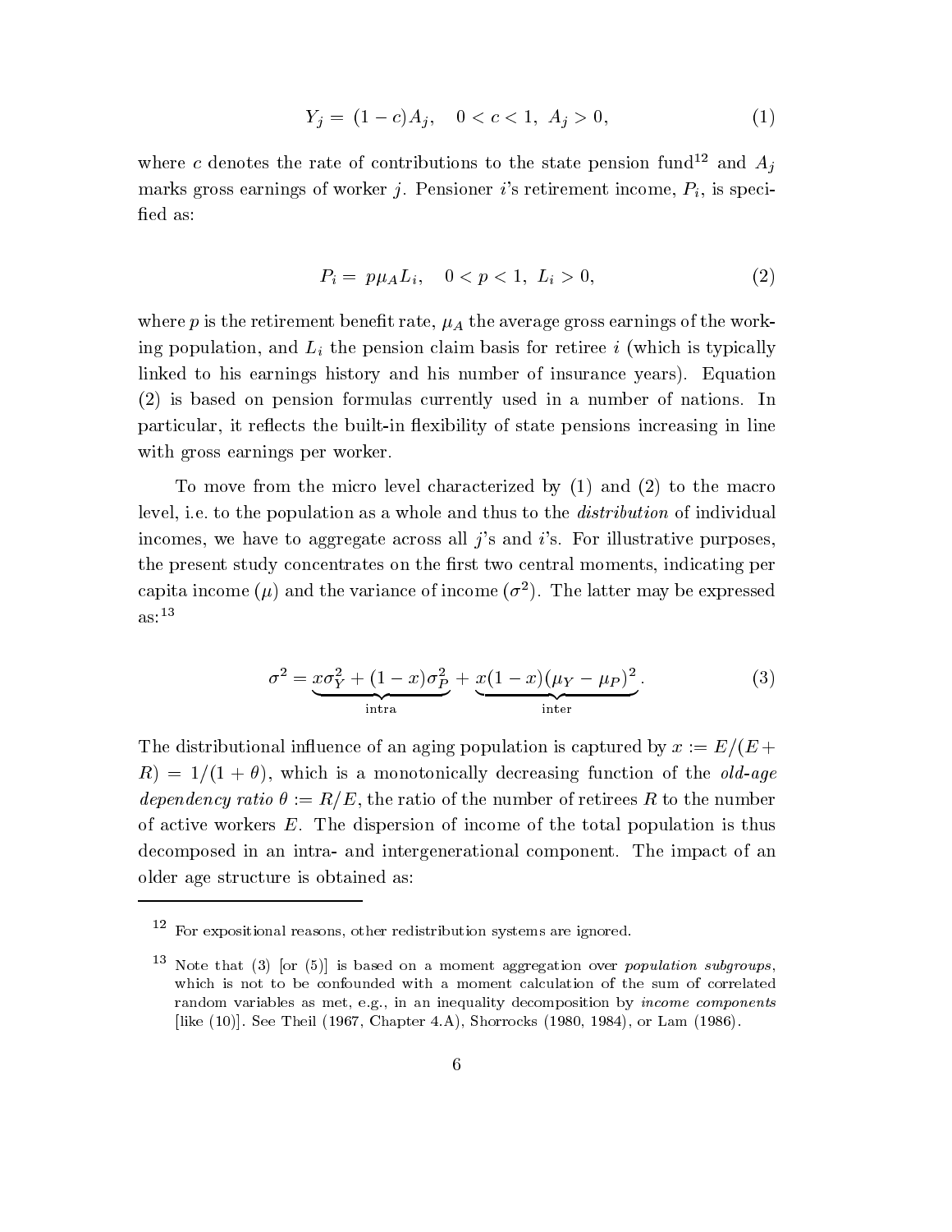$$Y_j = (1-c)A_j, \quad 0 < c < 1, \; A_j > 0, \tag{1}$$

where $c$ denotes the rate of contributions to the state pension fund[12] and $A_j$ marks gross earnings of worker $j$. Pensioner $i$'s retirement income, $P_i$, is specified as:

$$P_i = p\mu_A L_i, \quad 0 < p < 1, \; L_i > 0, \tag{2}$$

where $p$ is the retirement benefit rate, $\mu_A$ the average gross earnings of the working population, and $L_i$ the pension claim basis for retiree $i$ (which is typically linked to his earnings history and his number of insurance years). Equation (2) is based on pension formulas currently used in a number of nations. In particular, it reflects the built-in flexibility of state pensions increasing in line with gross earnings per worker.

To move from the micro level characterized by (1) and (2) to the macro level, i.e. to the population as a whole and thus to the *distribution* of individual incomes, we have to aggregate across all $j$'s and $i$'s. For illustrative purposes, the present study concentrates on the first two central moments, indicating per capita income ($\mu$) and the variance of income ($\sigma^2$). The latter may be expressed as:[13]

$$\sigma^2 = \underbrace{x\sigma_Y^2 + (1-x)\sigma_P^2}_{\text{intra}} + \underbrace{x(1-x)(\mu_Y - \mu_P)^2}_{\text{inter}}. \tag{3}$$

The distributional influence of an aging population is captured by $x := E/(E + R) = 1/(1+\theta)$, which is a monotonically decreasing function of the *old-age dependency ratio* $\theta := R/E$, the ratio of the number of retirees $R$ to the number of active workers $E$. The dispersion of income of the total population is thus decomposed in an intra- and intergenerational component. The impact of an older age structure is obtained as:

---

[12] For expositional reasons, other redistribution systems are ignored.

[13] Note that (3) [or (5)] is based on a moment aggregation over *population subgroups*, which is not to be confounded with a moment calculation of the sum of correlated random variables as met, e.g., in an inequality decomposition by *income components* [like (10)]. See Theil (1967, Chapter 4.A), Shorrocks (1980, 1984), or Lam (1986).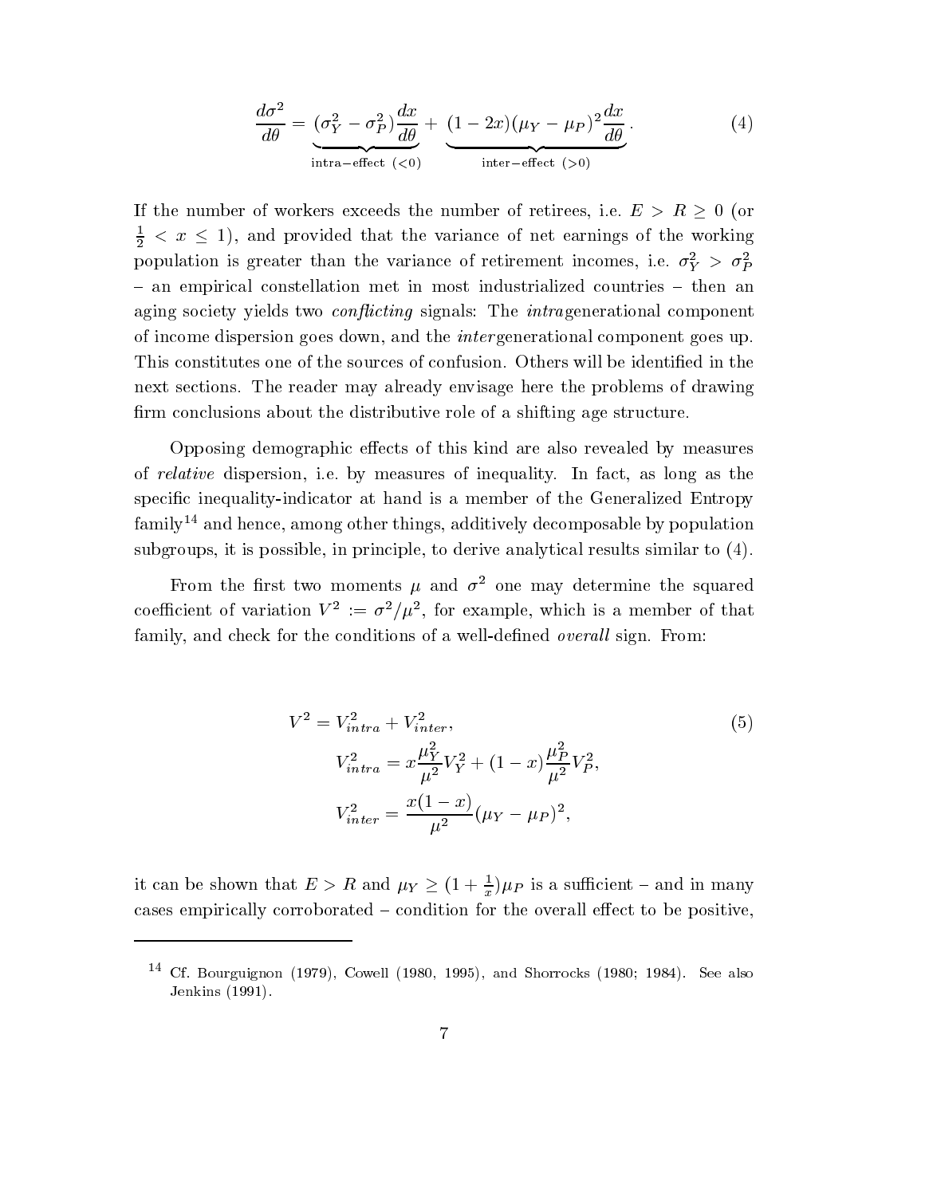$$\frac{d\sigma^2}{d\theta} = \underbrace{(\sigma_Y^2 - \sigma_P^2)\frac{dx}{d\theta}}_{\text{intra-effect } (<0)} + \underbrace{(1-2x)(\mu_Y - \mu_P)^2 \frac{dx}{d\theta}}_{\text{inter-effect } (>0)} . \tag{4}$$

If the number of workers exceeds the number of retirees, i.e. $E > R \geq 0$ (or $\frac{1}{2} < x \leq 1$), and provided that the variance of net earnings of the working population is greater than the variance of retirement incomes, i.e. $\sigma_Y^2 > \sigma_P^2$ – an empirical constellation met in most industrialized countries – then an aging society yields two *conflicting* signals: The *intra*generational component of income dispersion goes down, and the *inter*generational component goes up. This constitutes one of the sources of confusion. Others will be identified in the next sections. The reader may already envisage here the problems of drawing firm conclusions about the distributive role of a shifting age structure.

Opposing demographic effects of this kind are also revealed by measures of *relative* dispersion, i.e. by measures of inequality. In fact, as long as the specific inequality-indicator at hand is a member of the Generalized Entropy family[14] and hence, among other things, additively decomposable by population subgroups, it is possible, in principle, to derive analytical results similar to (4).

From the first two moments $\mu$ and $\sigma^2$ one may determine the squared coefficient of variation $V^2 := \sigma^2/\mu^2$, for example, which is a member of that family, and check for the conditions of a well-defined *overall* sign. From:

$$\begin{aligned} V^2 &= V_{intra}^2 + V_{inter}^2, \\ V_{intra}^2 &= x\frac{\mu_Y^2}{\mu^2}V_Y^2 + (1-x)\frac{\mu_P^2}{\mu^2}V_P^2, \\ V_{inter}^2 &= \frac{x(1-x)}{\mu^2}(\mu_Y - \mu_P)^2, \end{aligned} \tag{5}$$

it can be shown that $E > R$ and $\mu_Y \geq (1 + \frac{1}{x})\mu_P$ is a sufficient – and in many cases empirically corroborated – condition for the overall effect to be positive,

---

[14] Cf. Bourguignon (1979), Cowell (1980, 1995), and Shorrocks (1980; 1984). See also Jenkins (1991).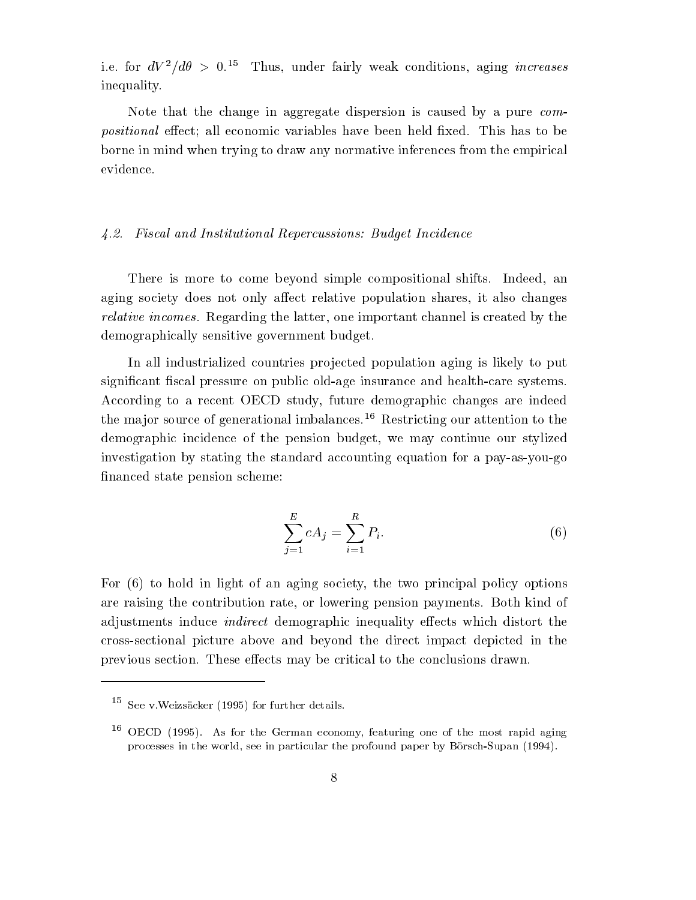i.e. for $dV^2/d\theta > 0$.[15] Thus, under fairly weak conditions, aging *increases* inequality.

Note that the change in aggregate dispersion is caused by a pure *compositional* effect; all economic variables have been held fixed. This has to be borne in mind when trying to draw any normative inferences from the empirical evidence.

### *4.2. Fiscal and Institutional Repercussions: Budget Incidence*

There is more to come beyond simple compositional shifts. Indeed, an aging society does not only affect relative population shares, it also changes *relative incomes*. Regarding the latter, one important channel is created by the demographically sensitive government budget.

In all industrialized countries projected population aging is likely to put significant fiscal pressure on public old-age insurance and health-care systems. According to a recent OECD study, future demographic changes are indeed the major source of generational imbalances.[16] Restricting our attention to the demographic incidence of the pension budget, we may continue our stylized investigation by stating the standard accounting equation for a pay-as-you-go financed state pension scheme:

$$\sum_{j=1}^{E} cA_j = \sum_{i=1}^{R} P_i. \tag{6}$$

For (6) to hold in light of an aging society, the two principal policy options are raising the contribution rate, or lowering pension payments. Both kind of adjustments induce *indirect* demographic inequality effects which distort the cross-sectional picture above and beyond the direct impact depicted in the previous section. These effects may be critical to the conclusions drawn.

---

[15] See v.Weizsäcker (1995) for further details.

[16] OECD (1995). As for the German economy, featuring one of the most rapid aging processes in the world, see in particular the profound paper by Börsch-Supan (1994).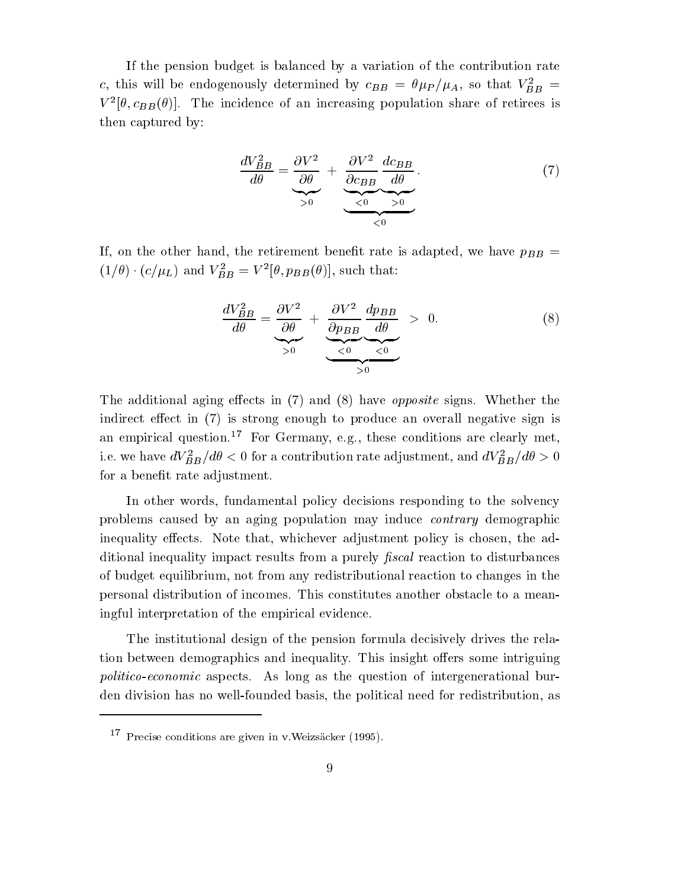If the pension budget is balanced by a variation of the contribution rate $c$, this will be endogenously determined by $c_{BB} = \theta \mu_P / \mu_A$, so that $V^2_{BB} = V^2[\theta, c_{BB}(\theta)]$. The incidence of an increasing population share of retirees is then captured by:

$$\frac{dV^2_{BB}}{d\theta} = \underbrace{\frac{\partial V^2}{\partial \theta}}_{>0} + \underbrace{\underbrace{\frac{\partial V^2}{\partial c_{BB}}}_{<0} \underbrace{\frac{dc_{BB}}{d\theta}}_{>0}}_{<0}. \tag{7}$$

If, on the other hand, the retirement benefit rate is adapted, we have $p_{BB} = (1/\theta) \cdot (c/\mu_L)$ and $V^2_{BB} = V^2[\theta, p_{BB}(\theta)]$, such that:

$$\frac{dV^2_{BB}}{d\theta} = \underbrace{\frac{\partial V^2}{\partial \theta}}_{>0} + \underbrace{\underbrace{\frac{\partial V^2}{\partial p_{BB}}}_{<0} \underbrace{\frac{dp_{BB}}{d\theta}}_{<0}}_{>0} \; > \; 0. \tag{8}$$

The additional aging effects in (7) and (8) have *opposite* signs. Whether the indirect effect in (7) is strong enough to produce an overall negative sign is an empirical question.[17] For Germany, e.g., these conditions are clearly met, i.e. we have $dV^2_{BB}/d\theta < 0$ for a contribution rate adjustment, and $dV^2_{BB}/d\theta > 0$ for a benefit rate adjustment.

In other words, fundamental policy decisions responding to the solvency problems caused by an aging population may induce *contrary* demographic inequality effects. Note that, whichever adjustment policy is chosen, the additional inequality impact results from a purely *fiscal* reaction to disturbances of budget equilibrium, not from any redistributional reaction to changes in the personal distribution of incomes. This constitutes another obstacle to a meaningful interpretation of the empirical evidence.

The institutional design of the pension formula decisively drives the relation between demographics and inequality. This insight offers some intriguing *politico-economic* aspects. As long as the question of intergenerational burden division has no well-founded basis, the political need for redistribution, as

---

[17] Precise conditions are given in v.Weizsäcker (1995).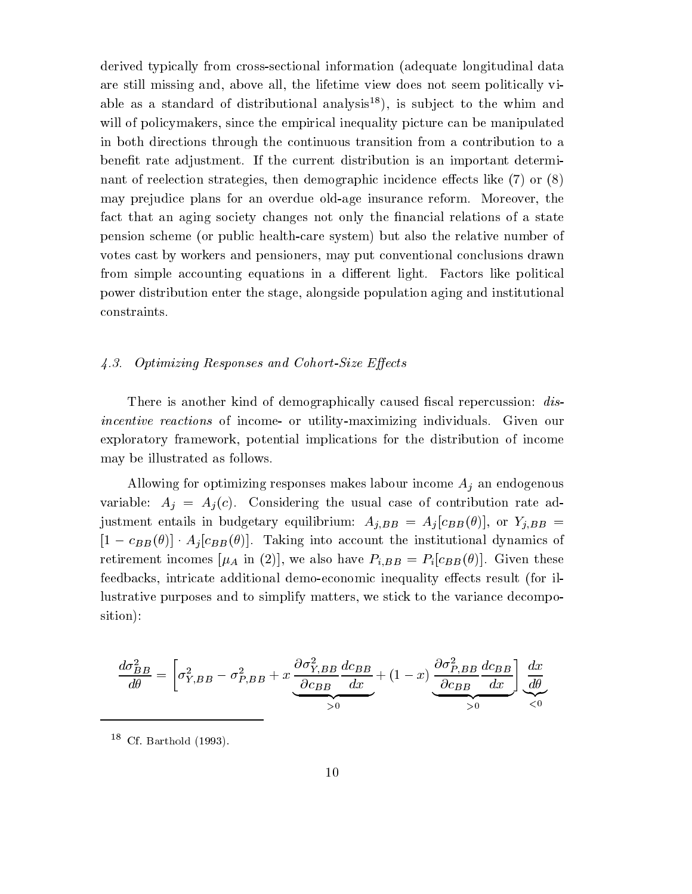derived typically from cross-sectional information (adequate longitudinal data are still missing and, above all, the lifetime view does not seem politically viable as a standard of distributional analysis[18]), is subject to the whim and will of policymakers, since the empirical inequality picture can be manipulated in both directions through the continuous transition from a contribution to a benefit rate adjustment. If the current distribution is an important determinant of reelection strategies, then demographic incidence effects like (7) or (8) may prejudice plans for an overdue old-age insurance reform. Moreover, the fact that an aging society changes not only the financial relations of a state pension scheme (or public health-care system) but also the relative number of votes cast by workers and pensioners, may put conventional conclusions drawn from simple accounting equations in a different light. Factors like political power distribution enter the stage, alongside population aging and institutional constraints.

### 4.3. *Optimizing Responses and Cohort-Size Effects*

There is another kind of demographically caused fiscal repercussion: *disincentive reactions* of income- or utility-maximizing individuals. Given our exploratory framework, potential implications for the distribution of income may be illustrated as follows.

Allowing for optimizing responses makes labour income $A_j$ an endogenous variable: $A_j = A_j(c)$. Considering the usual case of contribution rate adjustment entails in budgetary equilibrium: $A_{j,BB} = A_j[c_{BB}(\theta)]$, or $Y_{j,BB} = [1 - c_{BB}(\theta)] \cdot A_j[c_{BB}(\theta)]$. Taking into account the institutional dynamics of retirement incomes [$\mu_A$ in (2)], we also have $P_{i,BB} = P_i[c_{BB}(\theta)]$. Given these feedbacks, intricate additional demo-economic inequality effects result (for illustrative purposes and to simplify matters, we stick to the variance decomposition):

$$\frac{d\sigma^2_{BB}}{d\theta} = \left[ \sigma^2_{Y,BB} - \sigma^2_{P,BB} + x \underbrace{\frac{\partial \sigma^2_{Y,BB}}{\partial c_{BB}} \frac{dc_{BB}}{dx}}_{>0} + (1-x) \underbrace{\frac{\partial \sigma^2_{P,BB}}{\partial c_{BB}} \frac{dc_{BB}}{dx}}_{>0} \right] \underbrace{\frac{dx}{d\theta}}_{<0}$$

[18] Cf. Barthold (1993).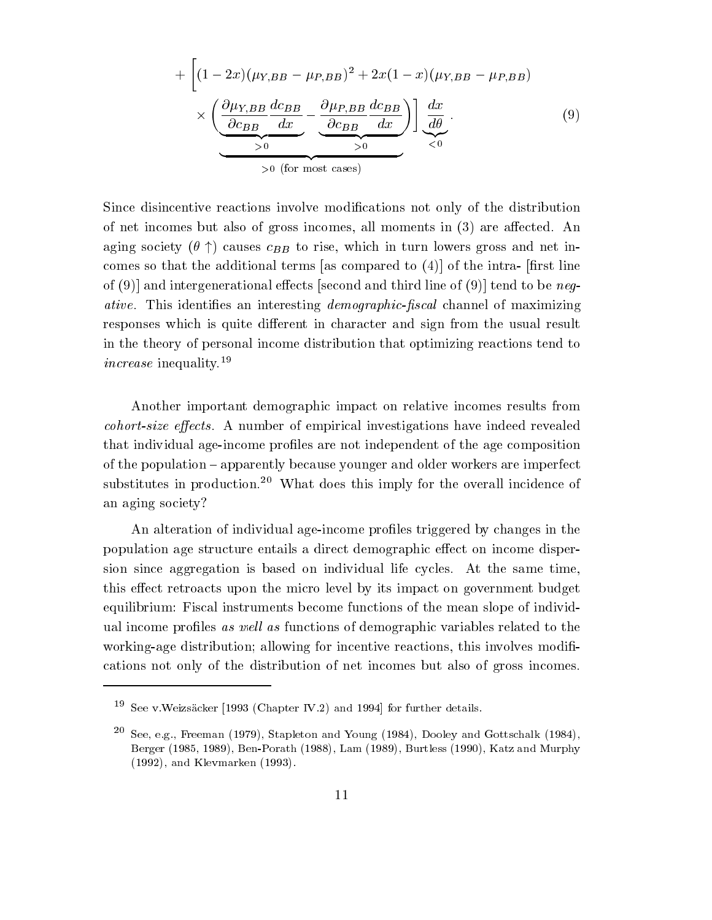$$
+ \left[ (1-2x)(\mu_{Y,BB} - \mu_{P,BB})^2 + 2x(1-x)(\mu_{Y,BB} - \mu_{P,BB}) \right. \\
\left. \times \underbrace{\left( \underbrace{\frac{\partial \mu_{Y,BB}}{\partial c_{BB}} \frac{dc_{BB}}{dx}}_{>0} - \underbrace{\frac{\partial \mu_{P,BB}}{\partial c_{BB}} \frac{dc_{BB}}{dx}}_{>0} \right)}_{>0 \text{ (for most cases)}} \right] \underbrace{\frac{dx}{d\theta}}_{<0} . \tag{9}
$$

Since disincentive reactions involve modifications not only of the distribution of net incomes but also of gross incomes, all moments in (3) are affected. An aging society ($\theta \uparrow$) causes $c_{BB}$ to rise, which in turn lowers gross and net incomes so that the additional terms [as compared to (4)] of the intra- [first line of (9)] and intergenerational effects [second and third line of (9)] tend to be *negative*. This identifies an interesting *demographic-fiscal* channel of maximizing responses which is quite different in character and sign from the usual result in the theory of personal income distribution that optimizing reactions tend to *increase* inequality.[19]

Another important demographic impact on relative incomes results from *cohort-size effects*. A number of empirical investigations have indeed revealed that individual age-income profiles are not independent of the age composition of the population – apparently because younger and older workers are imperfect substitutes in production.[20] What does this imply for the overall incidence of an aging society?

An alteration of individual age-income profiles triggered by changes in the population age structure entails a direct demographic effect on income dispersion since aggregation is based on individual life cycles. At the same time, this effect retroacts upon the micro level by its impact on government budget equilibrium: Fiscal instruments become functions of the mean slope of individual income profiles *as well as* functions of demographic variables related to the working-age distribution; allowing for incentive reactions, this involves modifications not only of the distribution of net incomes but also of gross incomes.

---

[19] See v.Weizsäcker [1993 (Chapter IV.2) and 1994] for further details.

[20] See, e.g., Freeman (1979), Stapleton and Young (1984), Dooley and Gottschalk (1984), Berger (1985, 1989), Ben-Porath (1988), Lam (1989), Burtless (1990), Katz and Murphy (1992), and Klevmarken (1993).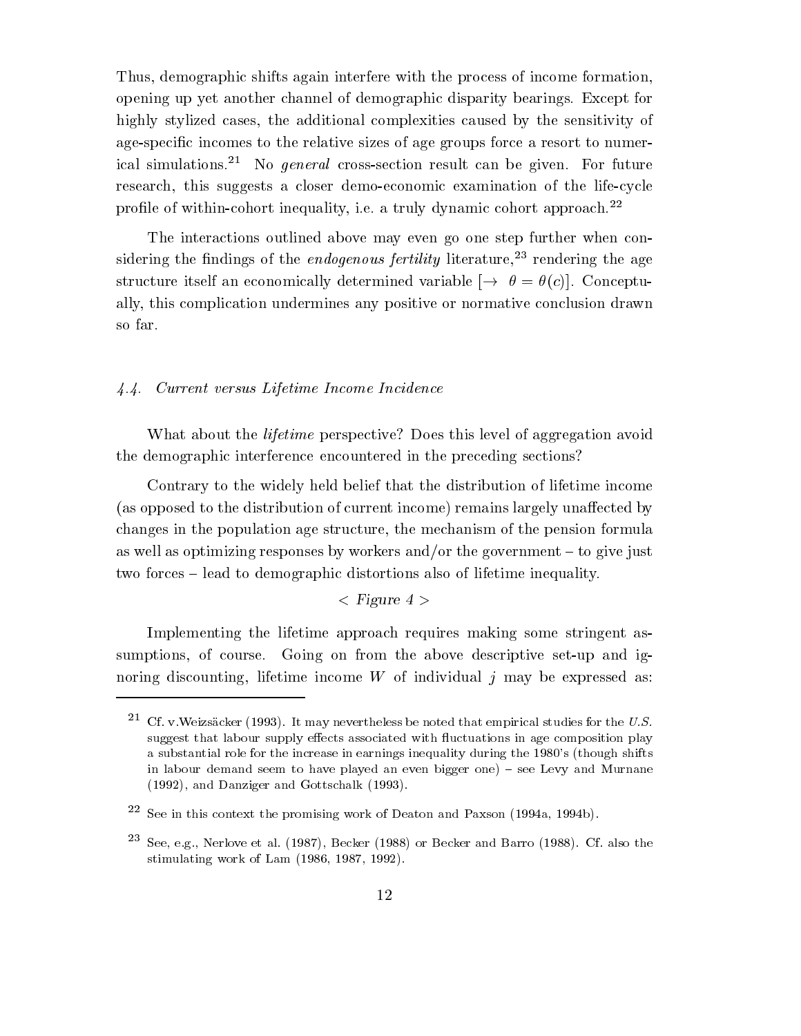Thus, demographic shifts again interfere with the process of income formation, opening up yet another channel of demographic disparity bearings. Except for highly stylized cases, the additional complexities caused by the sensitivity of age-specific incomes to the relative sizes of age groups force a resort to numerical simulations.[21] No *general* cross-section result can be given. For future research, this suggests a closer demo-economic examination of the life-cycle profile of within-cohort inequality, i.e. a truly dynamic cohort approach.[22]

The interactions outlined above may even go one step further when considering the findings of the *endogenous fertility* literature,[23] rendering the age structure itself an economically determined variable [$\rightarrow \ \theta = \theta(c)$]. Conceptually, this complication undermines any positive or normative conclusion drawn so far.

### *4.4. Current versus Lifetime Income Incidence*

What about the *lifetime* perspective? Does this level of aggregation avoid the demographic interference encountered in the preceding sections?

Contrary to the widely held belief that the distribution of lifetime income (as opposed to the distribution of current income) remains largely unaffected by changes in the population age structure, the mechanism of the pension formula as well as optimizing responses by workers and/or the government – to give just two forces – lead to demographic distortions also of lifetime inequality.

< *Figure 4* >

Implementing the lifetime approach requires making some stringent assumptions, of course. Going on from the above descriptive set-up and ignoring discounting, lifetime income $W$ of individual $j$ may be expressed as:

---

[21] Cf. v.Weizsäcker (1993). It may nevertheless be noted that empirical studies for the *U.S.* suggest that labour supply effects associated with fluctuations in age composition play a substantial role for the increase in earnings inequality during the 1980's (though shifts in labour demand seem to have played an even bigger one) – see Levy and Murnane (1992), and Danziger and Gottschalk (1993).

[22] See in this context the promising work of Deaton and Paxson (1994a, 1994b).

[23] See, e.g., Nerlove et al. (1987), Becker (1988) or Becker and Barro (1988). Cf. also the stimulating work of Lam (1986, 1987, 1992).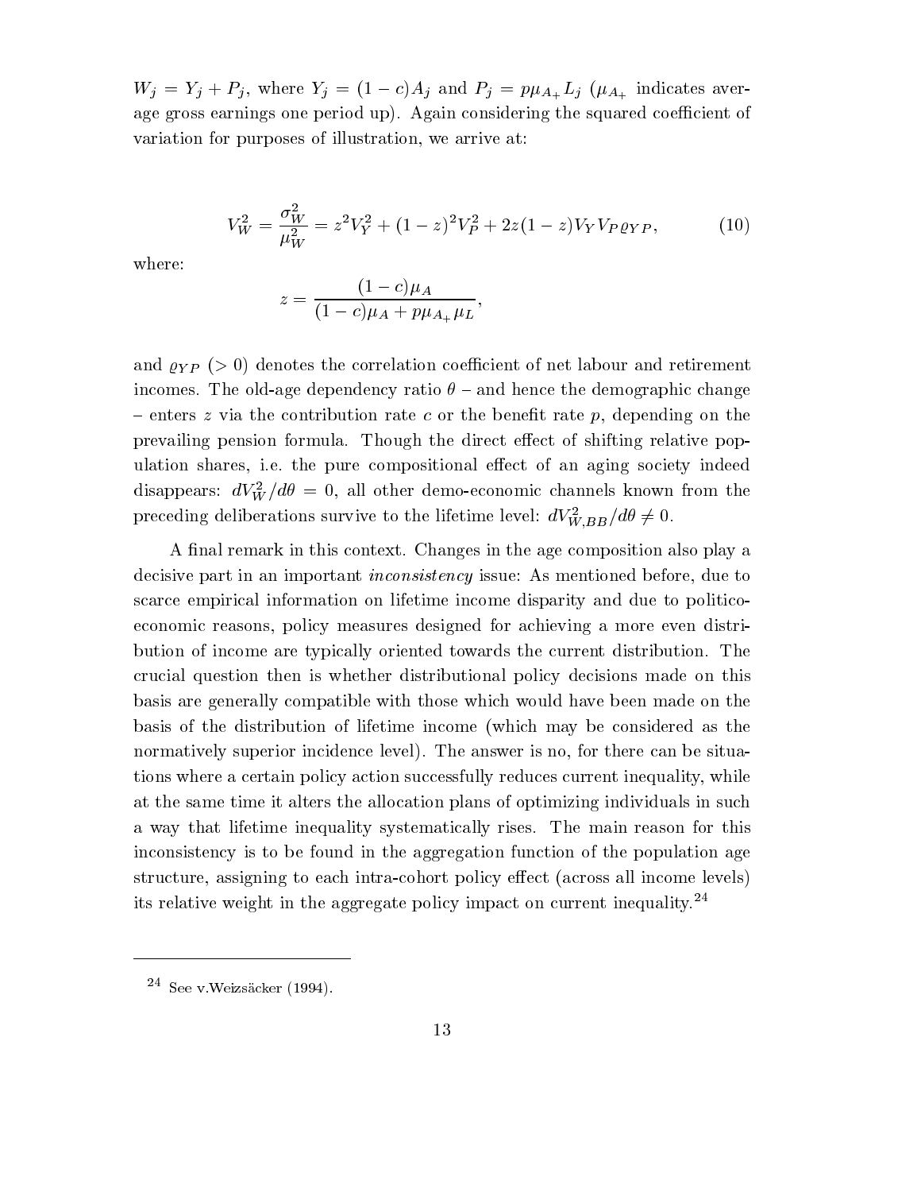$W_j = Y_j + P_j$, where $Y_j = (1-c)A_j$ and $P_j = p\mu_{A_+}L_j$ ($\mu_{A_+}$ indicates average gross earnings one period up). Again considering the squared coefficient of variation for purposes of illustration, we arrive at:

$$V_W^2 = \frac{\sigma_W^2}{\mu_W^2} = z^2 V_Y^2 + (1-z)^2 V_P^2 + 2z(1-z)V_Y V_P \varrho_{YP}, \tag{10}$$

where:

$$z = \frac{(1-c)\mu_A}{(1-c)\mu_A + p\mu_{A_+}\mu_L},$$

and $\varrho_{YP}$ ($> 0$) denotes the correlation coefficient of net labour and retirement incomes. The old-age dependency ratio $\theta$ – and hence the demographic change – enters $z$ via the contribution rate $c$ or the benefit rate $p$, depending on the prevailing pension formula. Though the direct effect of shifting relative population shares, i.e. the pure compositional effect of an aging society indeed disappears: $dV_W^2/d\theta = 0$, all other demo-economic channels known from the preceding deliberations survive to the lifetime level: $dV_{W,BB}^2/d\theta \neq 0$.

A final remark in this context. Changes in the age composition also play a decisive part in an important *inconsistency* issue: As mentioned before, due to scarce empirical information on lifetime income disparity and due to politico-economic reasons, policy measures designed for achieving a more even distribution of income are typically oriented towards the current distribution. The crucial question then is whether distributional policy decisions made on this basis are generally compatible with those which would have been made on the basis of the distribution of lifetime income (which may be considered as the normatively superior incidence level). The answer is no, for there can be situations where a certain policy action successfully reduces current inequality, while at the same time it alters the allocation plans of optimizing individuals in such a way that lifetime inequality systematically rises. The main reason for this inconsistency is to be found in the aggregation function of the population age structure, assigning to each intra-cohort policy effect (across all income levels) its relative weight in the aggregate policy impact on current inequality.[24]

---

[24] See v.Weizsäcker (1994).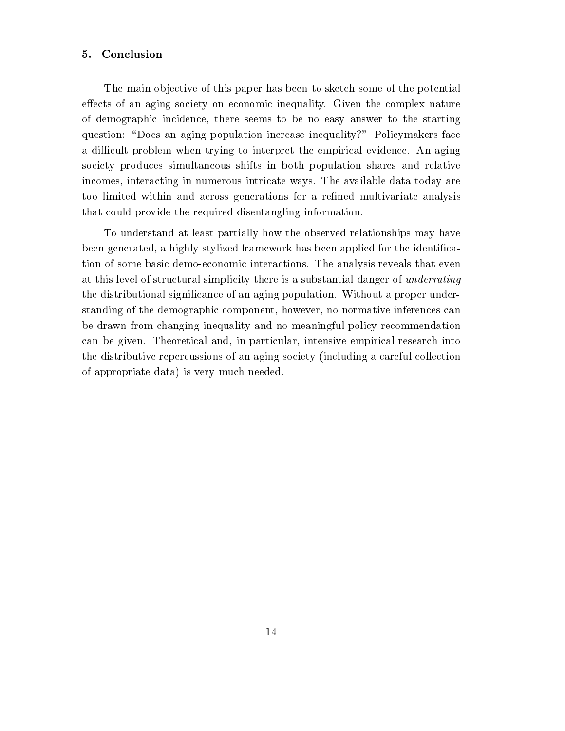## 5. Conclusion

The main objective of this paper has been to sketch some of the potential effects of an aging society on economic inequality. Given the complex nature of demographic incidence, there seems to be no easy answer to the starting question: "Does an aging population increase inequality?" Policymakers face a difficult problem when trying to interpret the empirical evidence. An aging society produces simultaneous shifts in both population shares and relative incomes, interacting in numerous intricate ways. The available data today are too limited within and across generations for a refined multivariate analysis that could provide the required disentangling information.

To understand at least partially how the observed relationships may have been generated, a highly stylized framework has been applied for the identification of some basic demo-economic interactions. The analysis reveals that even at this level of structural simplicity there is a substantial danger of *underrating* the distributional significance of an aging population. Without a proper understanding of the demographic component, however, no normative inferences can be drawn from changing inequality and no meaningful policy recommendation can be given. Theoretical and, in particular, intensive empirical research into the distributive repercussions of an aging society (including a careful collection of appropriate data) is very much needed.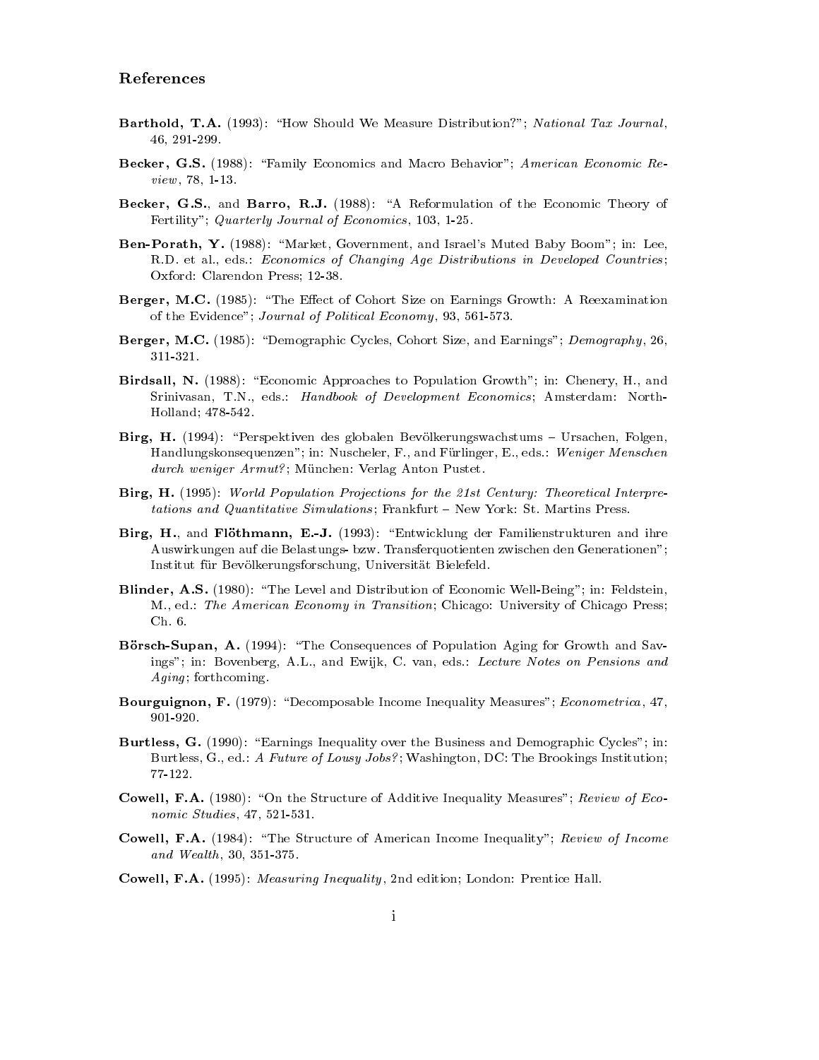## References

**Barthold, T.A.** (1993): "How Should We Measure Distribution?"; *National Tax Journal*, 46, 291-299.

**Becker, G.S.** (1988): "Family Economics and Macro Behavior"; *American Economic Review*, 78, 1-13.

**Becker, G.S.**, and **Barro, R.J.** (1988): "A Reformulation of the Economic Theory of Fertility"; *Quarterly Journal of Economics*, 103, 1-25.

**Ben-Porath, Y.** (1988): "Market, Government, and Israel's Muted Baby Boom"; in: Lee, R.D. et al., eds.: *Economics of Changing Age Distributions in Developed Countries*; Oxford: Clarendon Press; 12-38.

**Berger, M.C.** (1985): "The Effect of Cohort Size on Earnings Growth: A Reexamination of the Evidence"; *Journal of Political Economy*, 93, 561-573.

**Berger, M.C.** (1985): "Demographic Cycles, Cohort Size, and Earnings"; *Demography*, 26, 311-321.

**Birdsall, N.** (1988): "Economic Approaches to Population Growth"; in: Chenery, H., and Srinivasan, T.N., eds.: *Handbook of Development Economics*; Amsterdam: North-Holland; 478-542.

**Birg, H.** (1994): "Perspektiven des globalen Bevölkerungswachstums – Ursachen, Folgen, Handlungskonsequenzen"; in: Nuscheler, F., and Fürlinger, E., eds.: *Weniger Menschen durch weniger Armut?*; München: Verlag Anton Pustet.

**Birg, H.** (1995): *World Population Projections for the 21st Century: Theoretical Interpretations and Quantitative Simulations*; Frankfurt – New York: St. Martins Press.

**Birg, H.**, and **Flöthmann, E.-J.** (1993): "Entwicklung der Familienstrukturen and ihre Auswirkungen auf die Belastungs- bzw. Transferquotienten zwischen den Generationen"; Institut für Bevölkerungsforschung, Universität Bielefeld.

**Blinder, A.S.** (1980): "The Level and Distribution of Economic Well-Being"; in: Feldstein, M., ed.: *The American Economy in Transition*; Chicago: University of Chicago Press; Ch. 6.

**Börsch-Supan, A.** (1994): "The Consequences of Population Aging for Growth and Savings"; in: Bovenberg, A.L., and Ewijk, C. van, eds.: *Lecture Notes on Pensions and Aging*; forthcoming.

**Bourguignon, F.** (1979): "Decomposable Income Inequality Measures"; *Econometrica*, 47, 901-920.

**Burtless, G.** (1990): "Earnings Inequality over the Business and Demographic Cycles"; in: Burtless, G., ed.: *A Future of Lousy Jobs?*; Washington, DC: The Brookings Institution; 77-122.

**Cowell, F.A.** (1980): "On the Structure of Additive Inequality Measures"; *Review of Economic Studies*, 47, 521-531.

**Cowell, F.A.** (1984): "The Structure of American Income Inequality"; *Review of Income and Wealth*, 30, 351-375.

**Cowell, F.A.** (1995): *Measuring Inequality*, 2nd edition; London: Prentice Hall.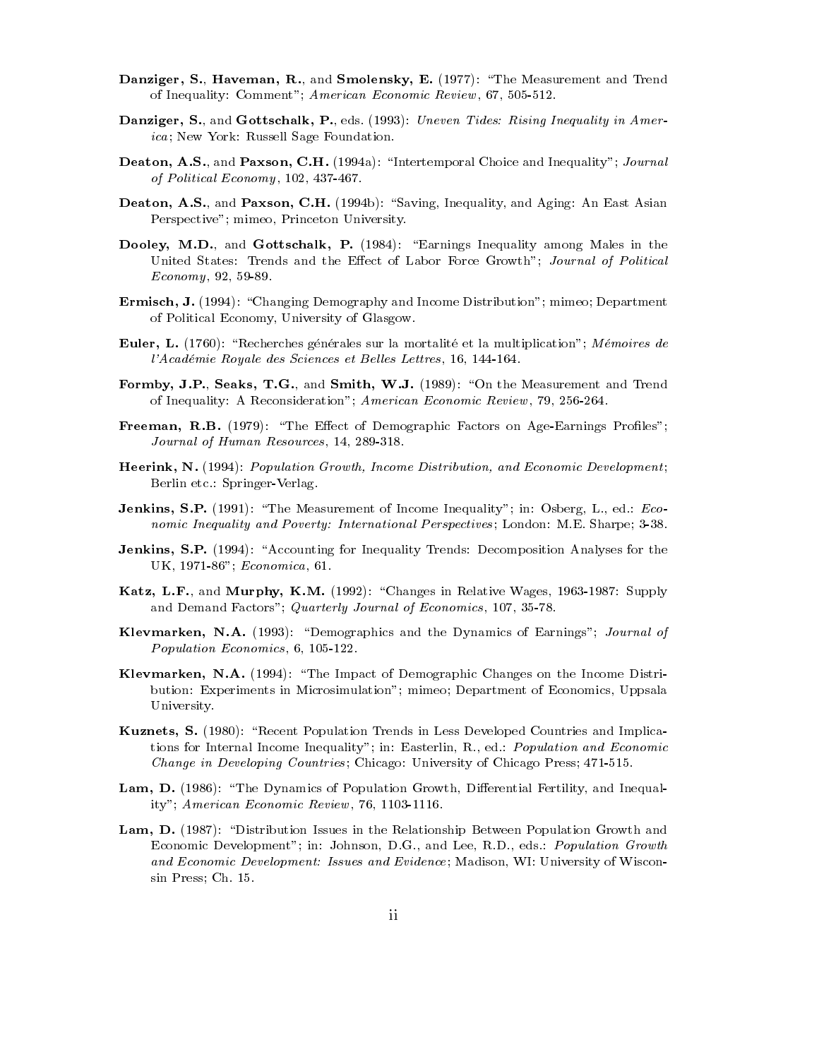**Danziger, S.**, **Haveman, R.**, and **Smolensky, E.** (1977): "The Measurement and Trend of Inequality: Comment"; *American Economic Review*, 67, 505-512.

**Danziger, S.**, and **Gottschalk, P.**, eds. (1993): *Uneven Tides: Rising Inequality in America*; New York: Russell Sage Foundation.

**Deaton, A.S.**, and **Paxson, C.H.** (1994a): "Intertemporal Choice and Inequality"; *Journal of Political Economy*, 102, 437-467.

**Deaton, A.S.**, and **Paxson, C.H.** (1994b): "Saving, Inequality, and Aging: An East Asian Perspective"; mimeo, Princeton University.

**Dooley, M.D.**, and **Gottschalk, P.** (1984): "Earnings Inequality among Males in the United States: Trends and the Effect of Labor Force Growth"; *Journal of Political Economy*, 92, 59-89.

**Ermisch, J.** (1994): "Changing Demography and Income Distribution"; mimeo; Department of Political Economy, University of Glasgow.

**Euler, L.** (1760): "Recherches générales sur la mortalité et la multiplication"; *Mémoires de l'Académie Royale des Sciences et Belles Lettres*, 16, 144-164.

**Formby, J.P.**, **Seaks, T.G.**, and **Smith, W.J.** (1989): "On the Measurement and Trend of Inequality: A Reconsideration"; *American Economic Review*, 79, 256-264.

**Freeman, R.B.** (1979): "The Effect of Demographic Factors on Age-Earnings Profiles"; *Journal of Human Resources*, 14, 289-318.

**Heerink, N.** (1994): *Population Growth, Income Distribution, and Economic Development*; Berlin etc.: Springer-Verlag.

**Jenkins, S.P.** (1991): "The Measurement of Income Inequality"; in: Osberg, L., ed.: *Economic Inequality and Poverty: International Perspectives*; London: M.E. Sharpe; 3-38.

**Jenkins, S.P.** (1994): "Accounting for Inequality Trends: Decomposition Analyses for the UK, 1971-86"; *Economica*, 61.

**Katz, L.F.**, and **Murphy, K.M.** (1992): "Changes in Relative Wages, 1963-1987: Supply and Demand Factors"; *Quarterly Journal of Economics*, 107, 35-78.

**Klevmarken, N.A.** (1993): "Demographics and the Dynamics of Earnings"; *Journal of Population Economics*, 6, 105-122.

**Klevmarken, N.A.** (1994): "The Impact of Demographic Changes on the Income Distribution: Experiments in Microsimulation"; mimeo; Department of Economics, Uppsala University.

**Kuznets, S.** (1980): "Recent Population Trends in Less Developed Countries and Implications for Internal Income Inequality"; in: Easterlin, R., ed.: *Population and Economic Change in Developing Countries*; Chicago: University of Chicago Press; 471-515.

**Lam, D.** (1986): "The Dynamics of Population Growth, Differential Fertility, and Inequality"; *American Economic Review*, 76, 1103-1116.

**Lam, D.** (1987): "Distribution Issues in the Relationship Between Population Growth and Economic Development"; in: Johnson, D.G., and Lee, R.D., eds.: *Population Growth and Economic Development: Issues and Evidence*; Madison, WI: University of Wisconsin Press; Ch. 15.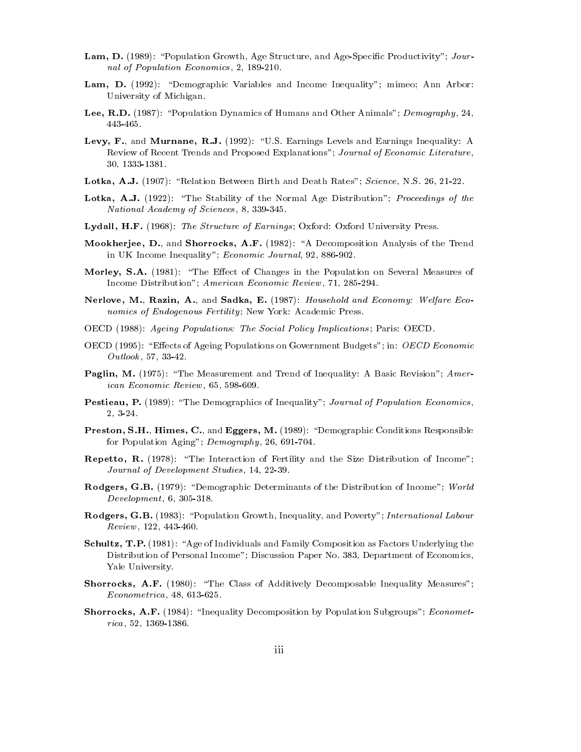**Lam, D.** (1989): "Population Growth, Age Structure, and Age-Specific Productivity"; *Journal of Population Economics*, 2, 189-210.

**Lam, D.** (1992): "Demographic Variables and Income Inequality"; mimeo; Ann Arbor: University of Michigan.

**Lee, R.D.** (1987): "Population Dynamics of Humans and Other Animals"; *Demography*, 24, 443-465.

**Levy, F.**, and **Murnane, R.J.** (1992): "U.S. Earnings Levels and Earnings Inequality: A Review of Recent Trends and Proposed Explanations"; *Journal of Economic Literature*, 30, 1333-1381.

**Lotka, A.J.** (1907): "Relation Between Birth and Death Rates"; *Science*, N.S. 26, 21-22.

**Lotka, A.J.** (1922): "The Stability of the Normal Age Distribution"; *Proceedings of the National Academy of Sciences*, 8, 339-345.

**Lydall, H.F.** (1968): *The Structure of Earnings*; Oxford: Oxford University Press.

**Mookherjee, D.**, and **Shorrocks, A.F.** (1982): "A Decomposition Analysis of the Trend in UK Income Inequality"; *Economic Journal*, 92, 886-902.

**Morley, S.A.** (1981): "The Effect of Changes in the Population on Several Measures of Income Distribution"; *American Economic Review*, 71, 285-294.

**Nerlove, M.**, **Razin, A.**, and **Sadka, E.** (1987): *Household and Economy: Welfare Economics of Endogenous Fertility*; New York: Academic Press.

OECD (1988): *Ageing Populations: The Social Policy Implications*; Paris: OECD.

OECD (1995): "Effects of Ageing Populations on Government Budgets"; in: *OECD Economic Outlook*, 57, 33-42.

**Paglin, M.** (1975): "The Measurement and Trend of Inequality: A Basic Revision"; *American Economic Review*, 65, 598-609.

**Pestieau, P.** (1989): "The Demographics of Inequality"; *Journal of Population Economics*, 2, 3-24.

**Preston, S.H.**, **Himes, C.**, and **Eggers, M.** (1989): "Demographic Conditions Responsible for Population Aging"; *Demography*, 26, 691-704.

**Repetto, R.** (1978): "The Interaction of Fertility and the Size Distribution of Income"; *Journal of Development Studies*, 14, 22-39.

**Rodgers, G.B.** (1979): "Demographic Determinants of the Distribution of Income"; *World Development*, 6, 305-318.

**Rodgers, G.B.** (1983): "Population Growth, Inequality, and Poverty"; *International Labour Review*, 122, 443-460.

**Schultz, T.P.** (1981): "Age of Individuals and Family Composition as Factors Underlying the Distribution of Personal Income"; Discussion Paper No. 383, Department of Economics, Yale University.

**Shorrocks, A.F.** (1980): "The Class of Additively Decomposable Inequality Measures"; *Econometrica*, 48, 613-625.

**Shorrocks, A.F.** (1984): "Inequality Decomposition by Population Subgroups"; *Econometrica*, 52, 1369-1386.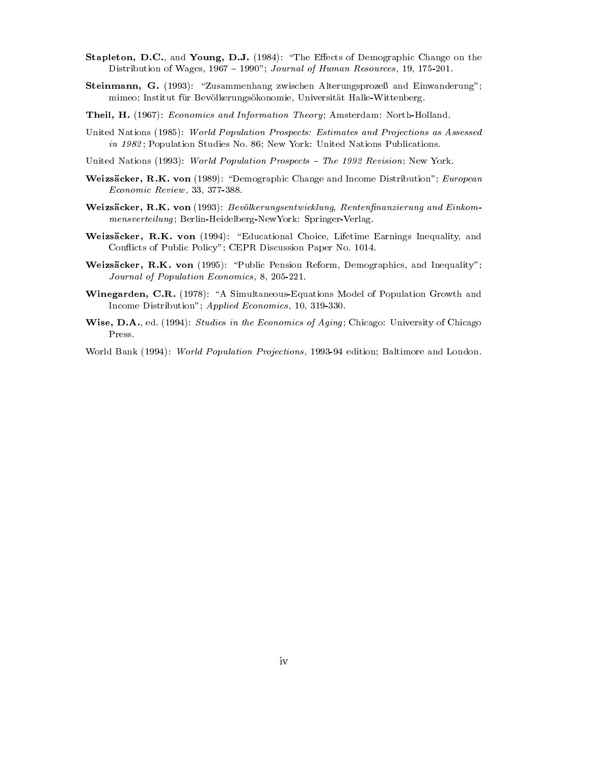**Stapleton, D.C.**, and **Young, D.J.** (1984): "The Effects of Demographic Change on the Distribution of Wages, 1967 – 1990"; *Journal of Human Resources*, 19, 175-201.

**Steinmann, G.** (1993): "Zusammenhang zwischen Alterungsprozeß and Einwanderung"; mimeo; Institut für Bevölkerungsökonomie, Universität Halle-Wittenberg.

**Theil, H.** (1967): *Economics and Information Theory*; Amsterdam: North-Holland.

United Nations (1985): *World Population Prospects: Estimates and Projections as Assessed in 1982*; Population Studies No. 86; New York: United Nations Publications.

United Nations (1993): *World Population Prospects – The 1992 Revision*; New York.

**Weizsäcker, R.K. von** (1989): "Demographic Change and Income Distribution"; *European Economic Review*, 33, 377-388.

**Weizsäcker, R.K. von** (1993): *Bevölkerungsentwicklung, Rentenfinanzierung and Einkommensverteilung*; Berlin-Heidelberg-NewYork: Springer-Verlag.

**Weizsäcker, R.K. von** (1994): "Educational Choice, Lifetime Earnings Inequality, and Conflicts of Public Policy"; CEPR Discussion Paper No. 1014.

**Weizsäcker, R.K. von** (1995): "Public Pension Reform, Demographics, and Inequality"; *Journal of Population Economics*, 8, 205-221.

**Winegarden, C.R.** (1978): "A Simultaneous-Equations Model of Population Growth and Income Distribution"; *Applied Economics*, 10, 319-330.

**Wise, D.A.**, ed. (1994): *Studies in the Economics of Aging*; Chicago: University of Chicago Press.

World Bank (1994): *World Population Projections*, 1993-94 edition; Baltimore and London.